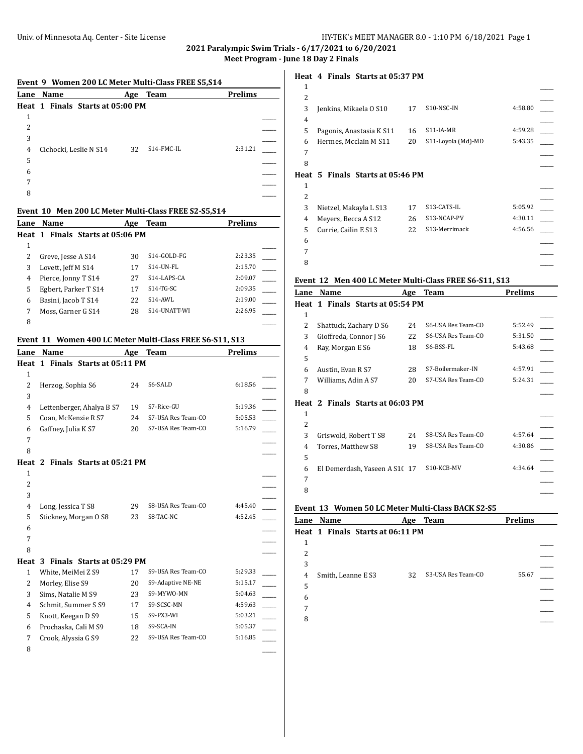**2021 Paralympic Swim Trials - 6/17/2021 to 6/20/2021**

**Meet Program - June 18 Day 2 Finals**

### Event 9 Women 200 LC Meter Multi-Class FREE S5,S14

| Lane | Name | Age | Team | Prelims | |
|---|---|---|---|---|---|
| **Heat 1 Finals Starts at 05:00 PM** | | | | | |
| 1 | | | | | ____ |
| 2 | | | | | ____ |
| 3 | | | | | ____ |
| 4 | Cichocki, Leslie N S14 | 32 | S14-FMC-IL | 2:31.21 | ____ |
| 5 | | | | | ____ |
| 6 | | | | | ____ |
| 7 | | | | | ____ |
| 8 | | | | | ____ |

### Event 10 Men 200 LC Meter Multi-Class FREE S2-S5,S14

| Lane | Name | Age | Team | Prelims | |
|---|---|---|---|---|---|
| **Heat 1 Finals Starts at 05:06 PM** | | | | | |
| 1 | | | | | ____ |
| 2 | Greve, Jesse A S14 | 30 | S14-GOLD-FG | 2:23.35 | ____ |
| 3 | Lovett, Jeff M S14 | 17 | S14-UN-FL | 2:15.70 | ____ |
| 4 | Pierce, Jonny T S14 | 27 | S14-LAPS-CA | 2:09.07 | ____ |
| 5 | Egbert, Parker T S14 | 17 | S14-TG-SC | 2:09.35 | ____ |
| 6 | Basini, Jacob T S14 | 22 | S14-AWL | 2:19.00 | ____ |
| 7 | Moss, Garner G S14 | 28 | S14-UNATT-WI | 2:26.95 | ____ |
| 8 | | | | | ____ |

### Event 11 Women 400 LC Meter Multi-Class FREE S6-S11, S13

| Lane | Name | Age | Team | Prelims | |
|---|---|---|---|---|---|
| **Heat 1 Finals Starts at 05:11 PM** | | | | | |
| 1 | | | | | ____ |
| 2 | Herzog, Sophia S6 | 24 | S6-SALD | 6:18.56 | ____ |
| 3 | | | | | ____ |
| 4 | Lettenberger, Ahalya B S7 | 19 | S7-Rice-GU | 5:19.36 | ____ |
| 5 | Coan, McKenzie R S7 | 24 | S7-USA Res Team-CO | 5:05.53 | ____ |
| 6 | Gaffney, Julia K S7 | 20 | S7-USA Res Team-CO | 5:16.79 | ____ |
| 7 | | | | | ____ |
| 8 | | | | | ____ |
| **Heat 2 Finals Starts at 05:21 PM** | | | | | |
| 1 | | | | | ____ |
| 2 | | | | | ____ |
| 3 | | | | | ____ |
| 4 | Long, Jessica T S8 | 29 | S8-USA Res Team-CO | 4:45.40 | ____ |
| 5 | Stickney, Morgan O S8 | 23 | S8-TAC-NC | 4:52.45 | ____ |
| 6 | | | | | ____ |
| 7 | | | | | ____ |
| 8 | | | | | ____ |
| **Heat 3 Finals Starts at 05:29 PM** | | | | | |
| 1 | White, MeiMei Z S9 | 17 | S9-USA Res Team-CO | 5:29.33 | ____ |
| 2 | Morley, Elise S9 | 20 | S9-Adaptive NE-NE | 5:15.17 | ____ |
| 3 | Sims, Natalie M S9 | 23 | S9-MYWO-MN | 5:04.63 | ____ |
| 4 | Schmit, Summer S S9 | 17 | S9-SCSC-MN | 4:59.63 | ____ |
| 5 | Knott, Keegan D S9 | 15 | S9-PX3-WI | 5:03.21 | ____ |
| 6 | Prochaska, Cali M S9 | 18 | S9-SCA-IN | 5:05.37 | ____ |
| 7 | Crook, Alyssia G S9 | 22 | S9-USA Res Team-CO | 5:16.85 | ____ |
| 8 | | | | | ____ |
| **Heat 4 Finals Starts at 05:37 PM** | | | | | |
| 1 | | | | | ____ |
| 2 | | | | | ____ |
| 3 | Jenkins, Mikaela O S10 | 17 | S10-NSC-IN | 4:58.80 | ____ |
| 4 | | | | | ____ |
| 5 | Pagonis, Anastasia K S11 | 16 | S11-IA-MR | 4:59.28 | ____ |
| 6 | Hermes, Mcclain M S11 | 20 | S11-Loyola (Md)-MD | 5:43.35 | ____ |
| 7 | | | | | ____ |
| 8 | | | | | ____ |
| **Heat 5 Finals Starts at 05:46 PM** | | | | | |
| 1 | | | | | ____ |
| 2 | | | | | ____ |
| 3 | Nietzel, Makayla L S13 | 17 | S13-CATS-IL | 5:05.92 | ____ |
| 4 | Meyers, Becca A S12 | 26 | S13-NCAP-PV | 4:30.11 | ____ |
| 5 | Currie, Cailin E S13 | 22 | S13-Merrimack | 4:56.56 | ____ |
| 6 | | | | | ____ |
| 7 | | | | | ____ |
| 8 | | | | | ____ |

### Event 12 Men 400 LC Meter Multi-Class FREE S6-S11, S13

| Lane | Name | Age | Team | Prelims | |
|---|---|---|---|---|---|
| **Heat 1 Finals Starts at 05:54 PM** | | | | | |
| 1 | | | | | ____ |
| 2 | Shattuck, Zachary D S6 | 24 | S6-USA Res Team-CO | 5:52.49 | ____ |
| 3 | Gioffreda, Connor J S6 | 22 | S6-USA Res Team-CO | 5:31.50 | ____ |
| 4 | Ray, Morgan E S6 | 18 | S6-BSS-FL | 5:43.68 | ____ |
| 5 | | | | | ____ |
| 6 | Austin, Evan R S7 | 28 | S7-Boilermaker-IN | 4:57.91 | ____ |
| 7 | Williams, Adin A S7 | 20 | S7-USA Res Team-CO | 5:24.31 | ____ |
| 8 | | | | | ____ |
| **Heat 2 Finals Starts at 06:03 PM** | | | | | |
| 1 | | | | | ____ |
| 2 | | | | | ____ |
| 3 | Griswold, Robert T S8 | 24 | S8-USA Res Team-CO | 4:57.64 | ____ |
| 4 | Torres, Matthew S8 | 19 | S8-USA Res Team-CO | 4:30.86 | ____ |
| 5 | | | | | ____ |
| 6 | El Demerdash, Yaseen A S1( | 17 | S10-KCB-MV | 4:34.64 | ____ |
| 7 | | | | | ____ |
| 8 | | | | | ____ |

### Event 13 Women 50 LC Meter Multi-Class BACK S2-S5

| Lane | Name | Age | Team | Prelims | |
|---|---|---|---|---|---|
| **Heat 1 Finals Starts at 06:11 PM** | | | | | |
| 1 | | | | | ____ |
| 2 | | | | | ____ |
| 3 | | | | | ____ |
| 4 | Smith, Leanne E S3 | 32 | S3-USA Res Team-CO | 55.67 | ____ |
| 5 | | | | | ____ |
| 6 | | | | | ____ |
| 7 | | | | | ____ |
| 8 | | | | | ____ |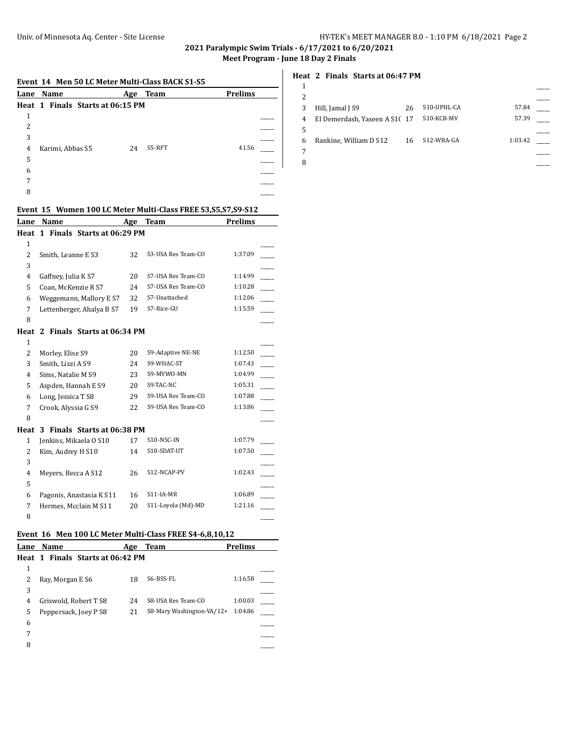Univ. of Minnesota Aq. Center - Site License

HY-TEK's MEET MANAGER 8.0 - 1:10 PM 6/18/2021 Page 2

**2021 Paralympic Swim Trials - 6/17/2021 to 6/20/2021**

**Meet Program - June 18 Day 2 Finals**

### Event 14 Men 50 LC Meter Multi-Class BACK S1-S5

| Lane | Name | Age | Team | Prelims | |
|---|---|---|---|---|---|
| **Heat 1 Finals Starts at 06:15 PM** | | | | | |
| 1 | | | | | _____ |
| 2 | | | | | _____ |
| 3 | | | | | _____ |
| 4 | Karimi, Abbas S5 | 24 | S5-RFT | 41.56 | _____ |
| 5 | | | | | _____ |
| 6 | | | | | _____ |
| 7 | | | | | _____ |
| 8 | | | | | _____ |

### Event 15 Women 100 LC Meter Multi-Class FREE S3,S5,S7,S9-S12

| Lane | Name | Age | Team | Prelims | |
|---|---|---|---|---|---|
| **Heat 1 Finals Starts at 06:29 PM** | | | | | |
| 1 | | | | | _____ |
| 2 | Smith, Leanne E S3 | 32 | S3-USA Res Team-CO | 1:37.09 | _____ |
| 3 | | | | | _____ |
| 4 | Gaffney, Julia K S7 | 20 | S7-USA Res Team-CO | 1:14.99 | _____ |
| 5 | Coan, McKenzie R S7 | 24 | S7-USA Res Team-CO | 1:10.28 | _____ |
| 6 | Weggemann, Mallory E S7 | 32 | S7-Unattached | 1:12.06 | _____ |
| 7 | Lettenberger, Ahalya B S7 | 19 | S7-Rice-GU | 1:15.59 | _____ |
| 8 | | | | | _____ |
| **Heat 2 Finals Starts at 06:34 PM** | | | | | |
| 1 | | | | | _____ |
| 2 | Morley, Elise S9 | 20 | S9-Adaptive NE-NE | 1:12.50 | _____ |
| 3 | Smith, Lizzi A S9 | 24 | S9-WHAC-ST | 1:07.43 | _____ |
| 4 | Sims, Natalie M S9 | 23 | S9-MYWO-MN | 1:04.99 | _____ |
| 5 | Aspden, Hannah E S9 | 20 | S9-TAC-NC | 1:05.31 | _____ |
| 6 | Long, Jessica T S8 | 29 | S9-USA Res Team-CO | 1:07.88 | _____ |
| 7 | Crook, Alyssia G S9 | 22 | S9-USA Res Team-CO | 1:13.86 | _____ |
| 8 | | | | | _____ |
| **Heat 3 Finals Starts at 06:38 PM** | | | | | |
| 1 | Jenkins, Mikaela O S10 | 17 | S10-NSC-IN | 1:07.79 | _____ |
| 2 | Kim, Audrey H S10 | 14 | S10-SDAT-UT | 1:07.50 | _____ |
| 3 | | | | | _____ |
| 4 | Meyers, Becca A S12 | 26 | S12-NCAP-PV | 1:02.43 | _____ |
| 5 | | | | | _____ |
| 6 | Pagonis, Anastasia K S11 | 16 | S11-IA-MR | 1:06.89 | _____ |
| 7 | Hermes, Mcclain M S11 | 20 | S11-Loyola (Md)-MD | 1:21.16 | _____ |
| 8 | | | | | _____ |

### Event 16 Men 100 LC Meter Multi-Class FREE S4-6,8,10,12

| Lane | Name | Age | Team | Prelims | |
|---|---|---|---|---|---|
| **Heat 1 Finals Starts at 06:42 PM** | | | | | |
| 1 | | | | | _____ |
| 2 | Ray, Morgan E S6 | 18 | S6-BSS-FL | 1:16.58 | _____ |
| 3 | | | | | _____ |
| 4 | Griswold, Robert T S8 | 24 | S8-USA Res Team-CO | 1:00.03 | _____ |
| 5 | Peppersack, Joey P S8 | 21 | S8-Mary Washington-VA/12+ | 1:04.86 | _____ |
| 6 | | | | | _____ |
| 7 | | | | | _____ |
| 8 | | | | | _____ |
| **Heat 2 Finals Starts at 06:47 PM** | | | | | |
| 1 | | | | | _____ |
| 2 | | | | | _____ |
| 3 | Hill, Jamal J S9 | 26 | S10-UPHL-CA | 57.84 | _____ |
| 4 | El Demerdash, Yaseen A S1( | 17 | S10-KCB-MV | 57.39 | _____ |
| 5 | | | | | _____ |
| 6 | Rankine, William D S12 | 16 | S12-WRA-GA | 1:03.42 | _____ |
| 7 | | | | | _____ |
| 8 | | | | | _____ |